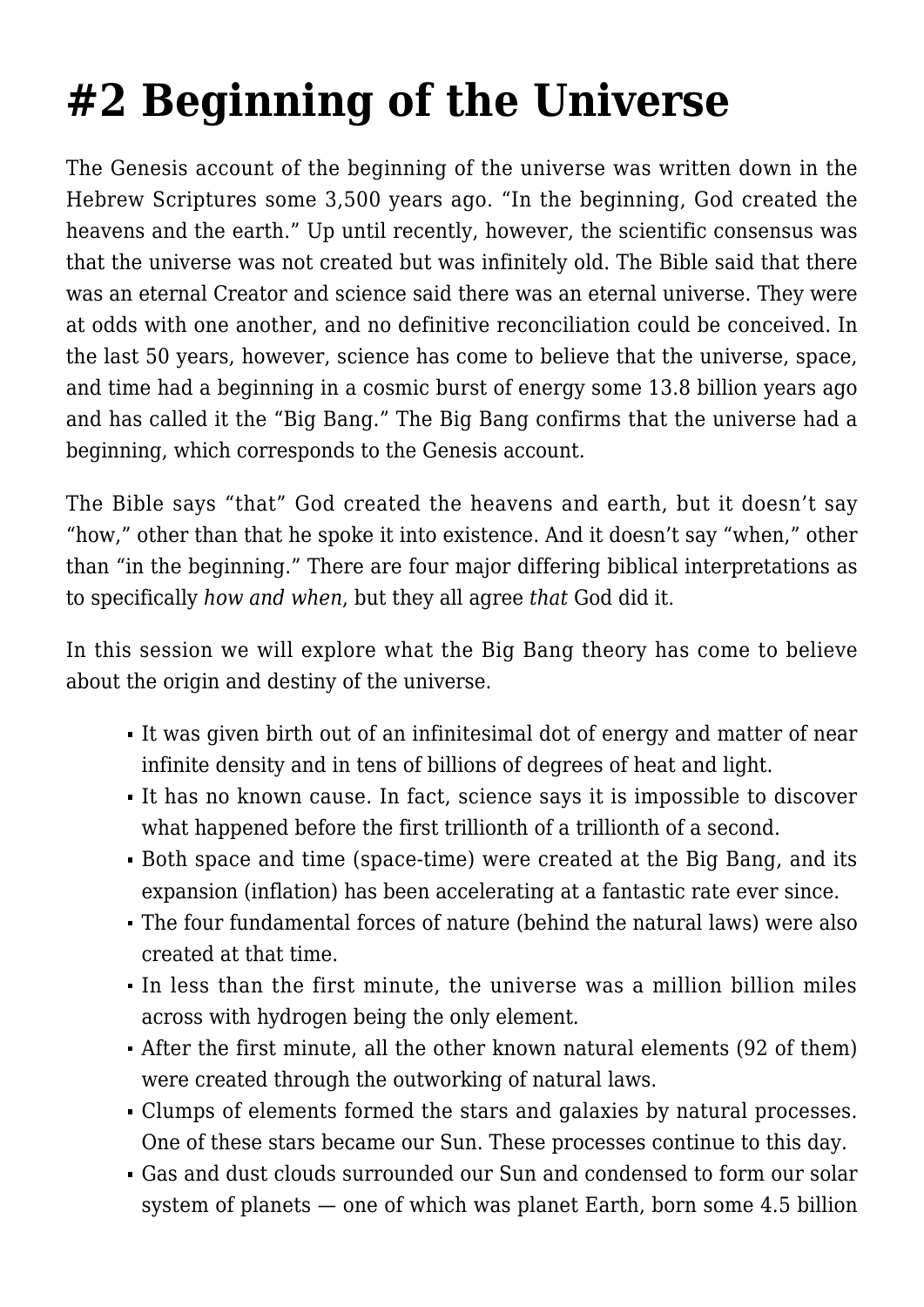# #2 Beginning of the Universe

The Genesis account of the beginning of the universe was written down in the Hebrew Scriptures some 3,500 years ago. "In the beginning, God created the heavens and the earth." Up until recently, however, the scientific consensus was that the universe was not created but was infinitely old. The Bible said that there was an eternal Creator and science said there was an eternal universe. They were at odds with one another, and no definitive reconciliation could be conceived. In the last 50 years, however, science has come to believe that the universe, space, and time had a beginning in a cosmic burst of energy some 13.8 billion years ago and has called it the "Big Bang." The Big Bang confirms that the universe had a beginning, which corresponds to the Genesis account.

The Bible says "that" God created the heavens and earth, but it doesn't say "how," other than that he spoke it into existence. And it doesn't say "when," other than "in the beginning." There are four major differing biblical interpretations as to specifically *how and when*, but they all agree *that* God did it.

In this session we will explore what the Big Bang theory has come to believe about the origin and destiny of the universe.

- It was given birth out of an infinitesimal dot of energy and matter of near infinite density and in tens of billions of degrees of heat and light.
- It has no known cause. In fact, science says it is impossible to discover what happened before the first trillionth of a trillionth of a second.
- Both space and time (space-time) were created at the Big Bang, and its expansion (inflation) has been accelerating at a fantastic rate ever since.
- The four fundamental forces of nature (behind the natural laws) were also created at that time.
- In less than the first minute, the universe was a million billion miles across with hydrogen being the only element.
- After the first minute, all the other known natural elements (92 of them) were created through the outworking of natural laws.
- Clumps of elements formed the stars and galaxies by natural processes. One of these stars became our Sun. These processes continue to this day.
- Gas and dust clouds surrounded our Sun and condensed to form our solar system of planets — one of which was planet Earth, born some 4.5 billion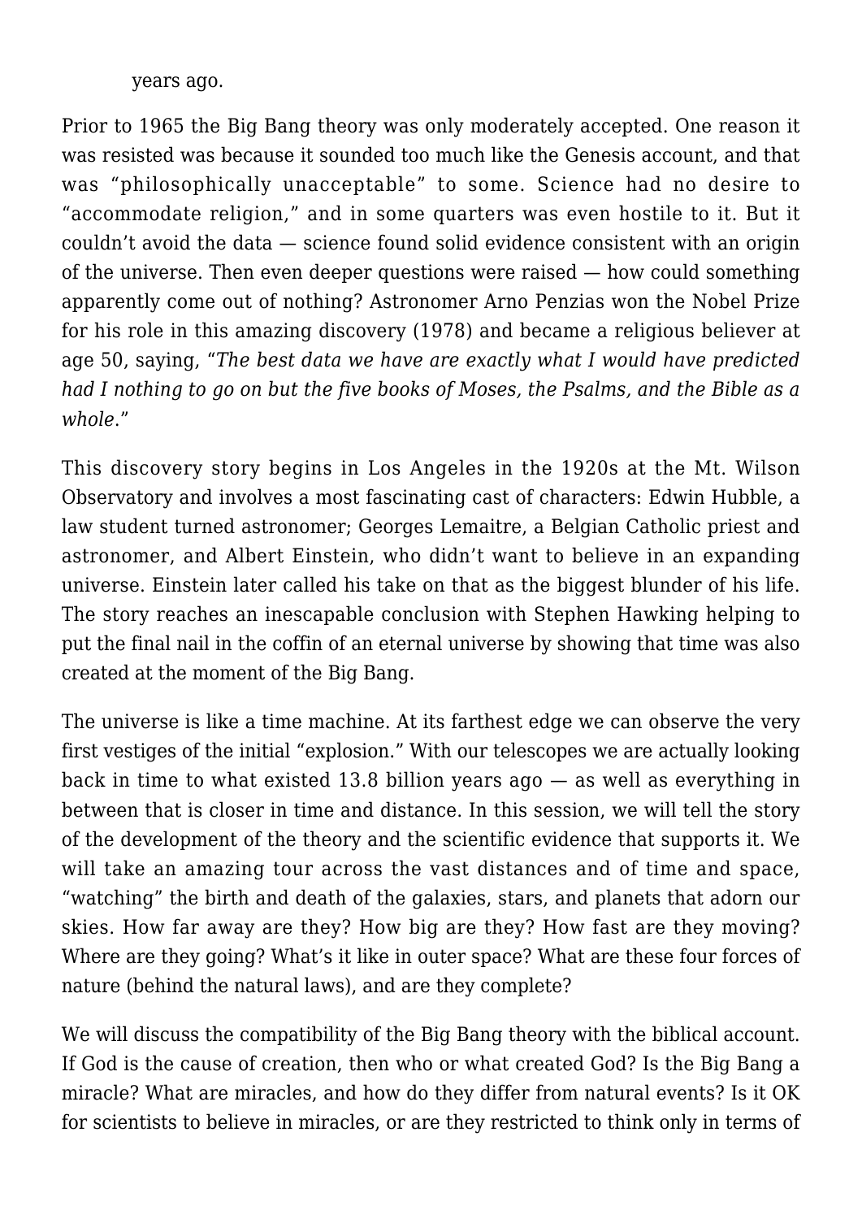years ago.

Prior to 1965 the Big Bang theory was only moderately accepted. One reason it was resisted was because it sounded too much like the Genesis account, and that was "philosophically unacceptable" to some. Science had no desire to "accommodate religion," and in some quarters was even hostile to it. But it couldn't avoid the data — science found solid evidence consistent with an origin of the universe. Then even deeper questions were raised — how could something apparently come out of nothing? Astronomer Arno Penzias won the Nobel Prize for his role in this amazing discovery (1978) and became a religious believer at age 50, saying, "*The best data we have are exactly what I would have predicted had I nothing to go on but the five books of Moses, the Psalms, and the Bible as a whole*."

This discovery story begins in Los Angeles in the 1920s at the Mt. Wilson Observatory and involves a most fascinating cast of characters: Edwin Hubble, a law student turned astronomer; Georges Lemaitre, a Belgian Catholic priest and astronomer, and Albert Einstein, who didn't want to believe in an expanding universe. Einstein later called his take on that as the biggest blunder of his life. The story reaches an inescapable conclusion with Stephen Hawking helping to put the final nail in the coffin of an eternal universe by showing that time was also created at the moment of the Big Bang.

The universe is like a time machine. At its farthest edge we can observe the very first vestiges of the initial "explosion." With our telescopes we are actually looking back in time to what existed 13.8 billion years ago — as well as everything in between that is closer in time and distance. In this session, we will tell the story of the development of the theory and the scientific evidence that supports it. We will take an amazing tour across the vast distances and of time and space, "watching" the birth and death of the galaxies, stars, and planets that adorn our skies. How far away are they? How big are they? How fast are they moving? Where are they going? What's it like in outer space? What are these four forces of nature (behind the natural laws), and are they complete?

We will discuss the compatibility of the Big Bang theory with the biblical account. If God is the cause of creation, then who or what created God? Is the Big Bang a miracle? What are miracles, and how do they differ from natural events? Is it OK for scientists to believe in miracles, or are they restricted to think only in terms of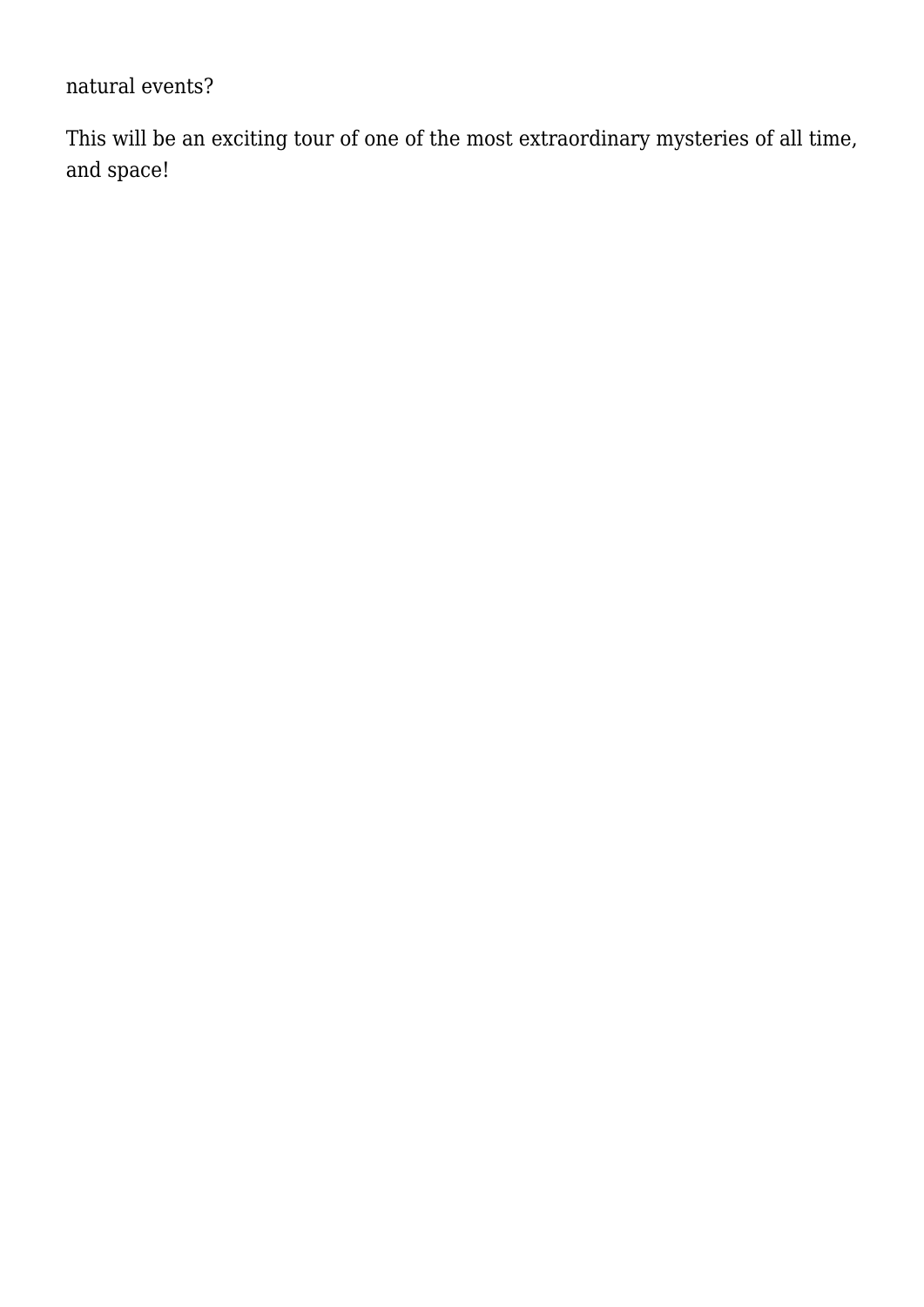natural events?

This will be an exciting tour of one of the most extraordinary mysteries of all time, and space!